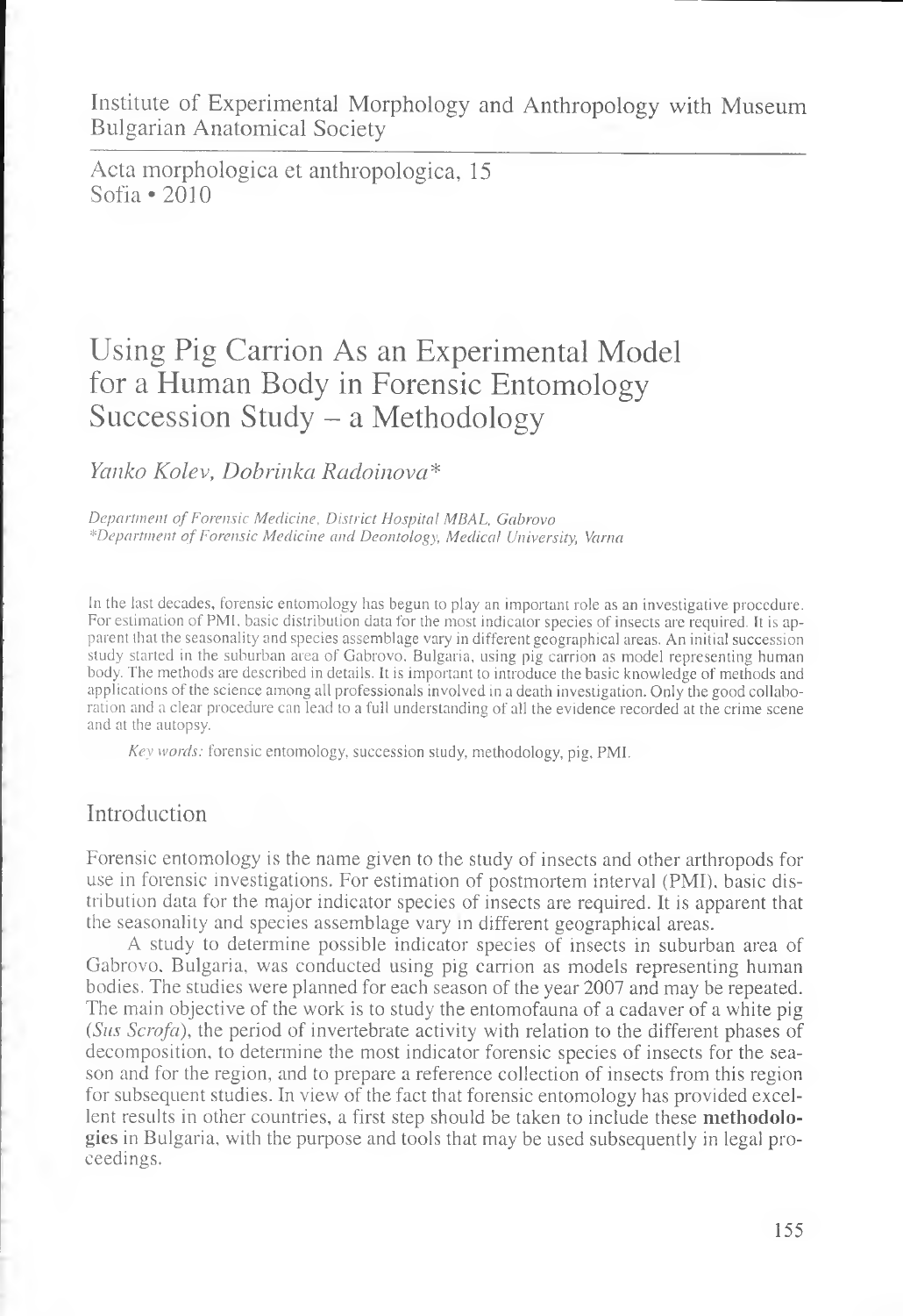Institute of Experimental Morphology and Anthropology with Museum
Bulgarian Anatomical Society

Acta morphologica et anthropologica, 15
Sofia • 2010

# Using Pig Carrion As an Experimental Model for a Human Body in Forensic Entomology Succession Study – a Methodology

*Yanko Kolev, Dobrinka Radoinova**

*Department of Forensic Medicine, District Hospital MBAL, Gabrovo*
*\*Department of Forensic Medicine and Deontology, Medical University, Varna*

In the last decades, forensic entomology has begun to play an important role as an investigative procedure. For estimation of PMI, basic distribution data for the most indicator species of insects are required. It is apparent that the seasonality and species assemblage vary in different geographical areas. An initial succession study started in the suburban area of Gabrovo, Bulgaria, using pig carrion as model representing human body. The methods are described in details. It is important to introduce the basic knowledge of methods and applications of the science among all professionals involved in a death investigation. Only the good collaboration and a clear procedure can lead to a full understanding of all the evidence recorded at the crime scene and at the autopsy.

*Key words:* forensic entomology, succession study, methodology, pig, PMI.

## Introduction

Forensic entomology is the name given to the study of insects and other arthropods for use in forensic investigations. For estimation of postmortem interval (PMI), basic distribution data for the major indicator species of insects are required. It is apparent that the seasonality and species assemblage vary in different geographical areas.

A study to determine possible indicator species of insects in suburban area of Gabrovo, Bulgaria, was conducted using pig carrion as models representing human bodies. The studies were planned for each season of the year 2007 and may be repeated. The main objective of the work is to study the entomofauna of a cadaver of a white pig (*Sus Scrofa*), the period of invertebrate activity with relation to the different phases of decomposition, to determine the most indicator forensic species of insects for the season and for the region, and to prepare a reference collection of insects from this region for subsequent studies. In view of the fact that forensic entomology has provided excellent results in other countries, a first step should be taken to include these **methodologies** in Bulgaria, with the purpose and tools that may be used subsequently in legal proceedings.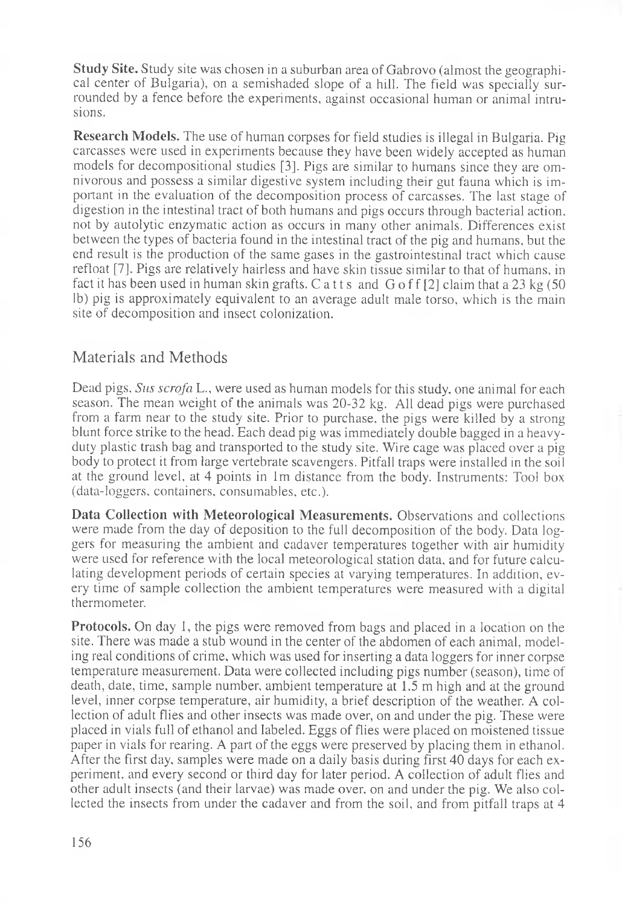**Study Site.** Study site was chosen in a suburban area of Gabrovo (almost the geographical center of Bulgaria), on a semishaded slope of a hill. The field was specially surrounded by a fence before the experiments, against occasional human or animal intrusions.

**Research Models.** The use of human corpses for field studies is illegal in Bulgaria. Pig carcasses were used in experiments because they have been widely accepted as human models for decompositional studies [3]. Pigs are similar to humans since they are omnivorous and possess a similar digestive system including their gut fauna which is important in the evaluation of the decomposition process of carcasses. The last stage of digestion in the intestinal tract of both humans and pigs occurs through bacterial action, not by autolytic enzymatic action as occurs in many other animals. Differences exist between the types of bacteria found in the intestinal tract of the pig and humans, but the end result is the production of the same gases in the gastrointestinal tract which cause refloat [7]. Pigs are relatively hairless and have skin tissue similar to that of humans, in fact it has been used in human skin grafts. Catts and Goff [2] claim that a 23 kg (50 lb) pig is approximately equivalent to an average adult male torso, which is the main site of decomposition and insect colonization.

## Materials and Methods

Dead pigs, *Sus scrofa* L., were used as human models for this study, one animal for each season. The mean weight of the animals was 20-32 kg. All dead pigs were purchased from a farm near to the study site. Prior to purchase, the pigs were killed by a strong blunt force strike to the head. Each dead pig was immediately double bagged in a heavy-duty plastic trash bag and transported to the study site. Wire cage was placed over a pig body to protect it from large vertebrate scavengers. Pitfall traps were installed in the soil at the ground level, at 4 points in 1m distance from the body. Instruments: Tool box (data-loggers, containers, consumables, etc.).

**Data Collection with Meteorological Measurements.** Observations and collections were made from the day of deposition to the full decomposition of the body. Data loggers for measuring the ambient and cadaver temperatures together with air humidity were used for reference with the local meteorological station data, and for future calculating development periods of certain species at varying temperatures. In addition, every time of sample collection the ambient temperatures were measured with a digital thermometer.

**Protocols.** On day 1, the pigs were removed from bags and placed in a location on the site. There was made a stub wound in the center of the abdomen of each animal, modeling real conditions of crime, which was used for inserting a data loggers for inner corpse temperature measurement. Data were collected including pigs number (season), time of death, date, time, sample number, ambient temperature at 1.5 m high and at the ground level, inner corpse temperature, air humidity, a brief description of the weather. A collection of adult flies and other insects was made over, on and under the pig. These were placed in vials full of ethanol and labeled. Eggs of flies were placed on moistened tissue paper in vials for rearing. A part of the eggs were preserved by placing them in ethanol. After the first day, samples were made on a daily basis during first 40 days for each experiment, and every second or third day for later period. A collection of adult flies and other adult insects (and their larvae) was made over, on and under the pig. We also collected the insects from under the cadaver and from the soil, and from pitfall traps at 4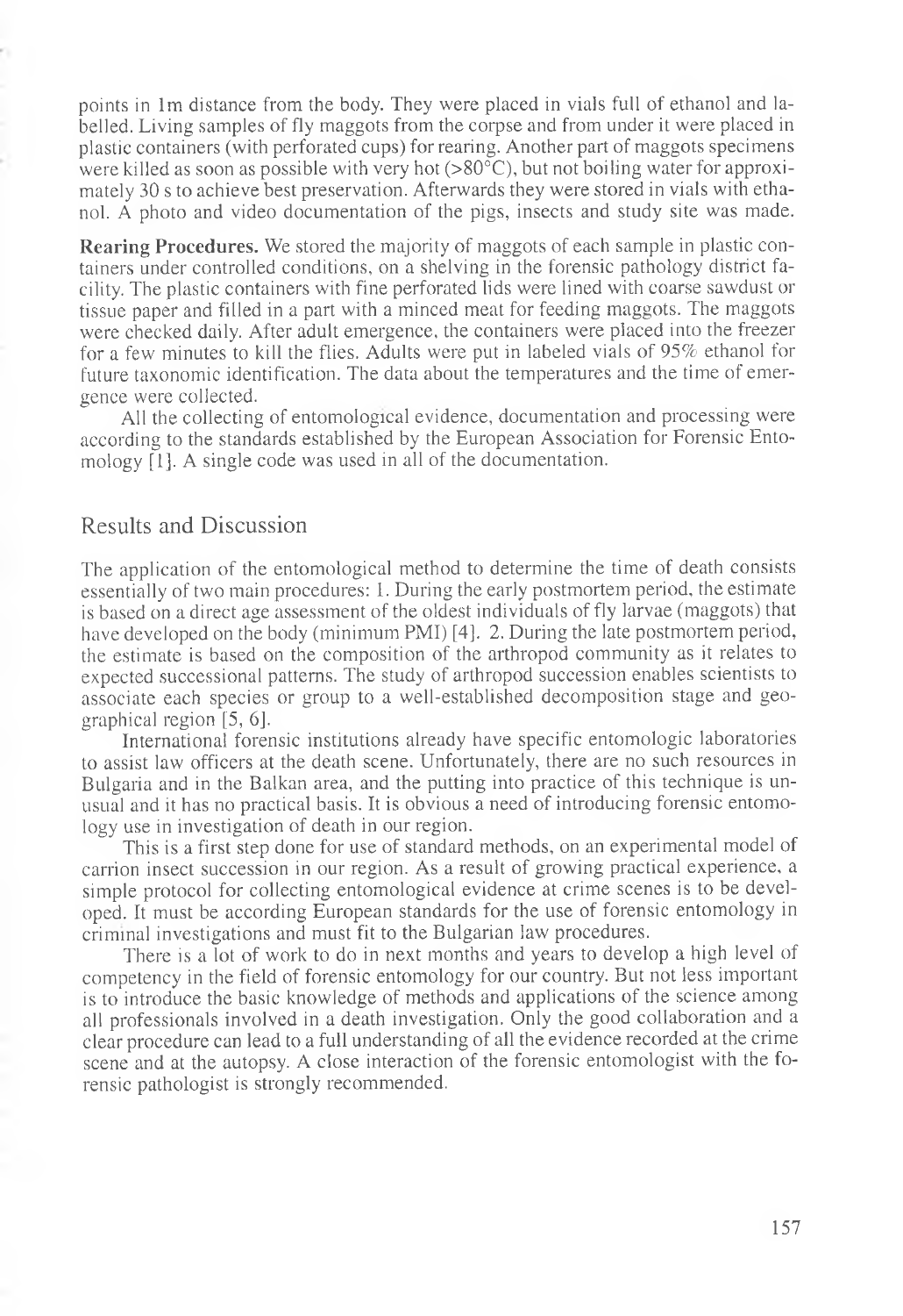points in 1m distance from the body. They were placed in vials full of ethanol and labelled. Living samples of fly maggots from the corpse and from under it were placed in plastic containers (with perforated cups) for rearing. Another part of maggots specimens were killed as soon as possible with very hot (>80°C), but not boiling water for approximately 30 s to achieve best preservation. Afterwards they were stored in vials with ethanol. A photo and video documentation of the pigs, insects and study site was made.

**Rearing Procedures.** We stored the majority of maggots of each sample in plastic containers under controlled conditions, on a shelving in the forensic pathology district facility. The plastic containers with fine perforated lids were lined with coarse sawdust or tissue paper and filled in a part with a minced meat for feeding maggots. The maggots were checked daily. After adult emergence, the containers were placed into the freezer for a few minutes to kill the flies. Adults were put in labeled vials of 95% ethanol for future taxonomic identification. The data about the temperatures and the time of emergence were collected.

All the collecting of entomological evidence, documentation and processing were according to the standards established by the European Association for Forensic Entomology [1]. A single code was used in all of the documentation.

## Results and Discussion

The application of the entomological method to determine the time of death consists essentially of two main procedures: 1. During the early postmortem period, the estimate is based on a direct age assessment of the oldest individuals of fly larvae (maggots) that have developed on the body (minimum PMI) [4]. 2. During the late postmortem period, the estimate is based on the composition of the arthropod community as it relates to expected successional patterns. The study of arthropod succession enables scientists to associate each species or group to a well-established decomposition stage and geographical region [5, 6].

International forensic institutions already have specific entomologic laboratories to assist law officers at the death scene. Unfortunately, there are no such resources in Bulgaria and in the Balkan area, and the putting into practice of this technique is unusual and it has no practical basis. It is obvious a need of introducing forensic entomology use in investigation of death in our region.

This is a first step done for use of standard methods, on an experimental model of carrion insect succession in our region. As a result of growing practical experience, a simple protocol for collecting entomological evidence at crime scenes is to be developed. It must be according European standards for the use of forensic entomology in criminal investigations and must fit to the Bulgarian law procedures.

There is a lot of work to do in next months and years to develop a high level of competency in the field of forensic entomology for our country. But not less important is to introduce the basic knowledge of methods and applications of the science among all professionals involved in a death investigation. Only the good collaboration and a clear procedure can lead to a full understanding of all the evidence recorded at the crime scene and at the autopsy. A close interaction of the forensic entomologist with the forensic pathologist is strongly recommended.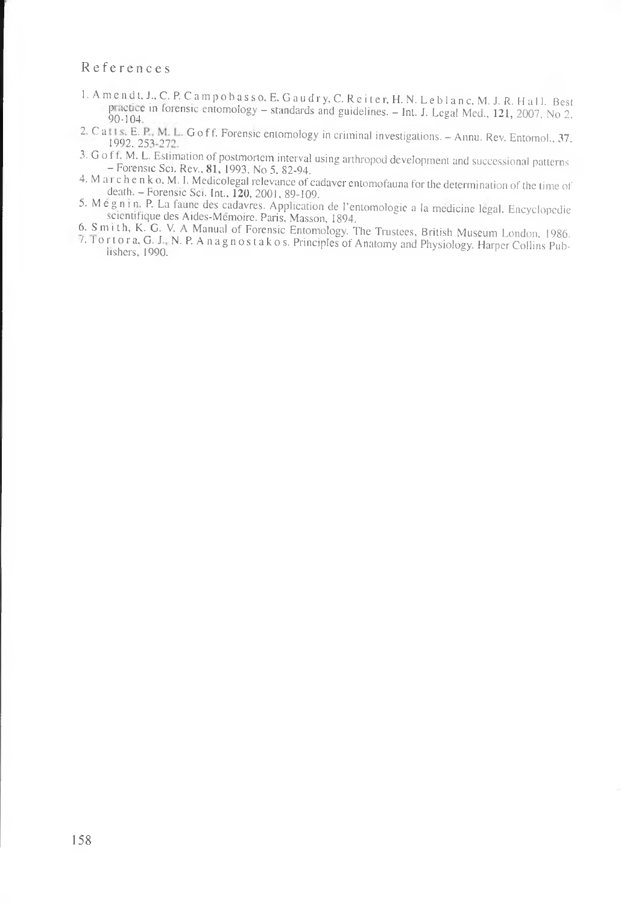## References

1. Amendt, J., C. P. Campobasso, E. Gaudry, C. Reiter, H. N. Leblanc, M. J. R. Hall. Best practice in forensic entomology – standards and guidelines. – Int. J. Legal Med., **121**, 2007, No 2, 90-104.
2. Catts, E. P., M. L. Goff. Forensic entomology in criminal investigations. – Annu. Rev. Entomol., **37**, 1992, 253-272.
3. Goff, M. L. Estimation of postmortem interval using arthropod development and successional patterns – Forensic Sci. Rev., **81**, 1993, No 5, 82-94.
4. Marchenko, M. I. Medicolegal relevance of cadaver entomofauna for the determination of the time of death. – Forensic Sci. Int., **120**, 2001, 89-109.
5. Mégnin, P. La faune des cadavres. Application de l'entomologie a la medicine légal, Encyclopedie scientifique des Aides-Mémoire. Paris, Masson, 1894.
6. Smith, K. G. V. A Manual of Forensic Entomology. The Trustees, British Museum London, 1986.
7. Tortora, G. J., N. P. Anagnostakos. Principles of Anatomy and Physiology. Harper Collins Publishers, 1990.